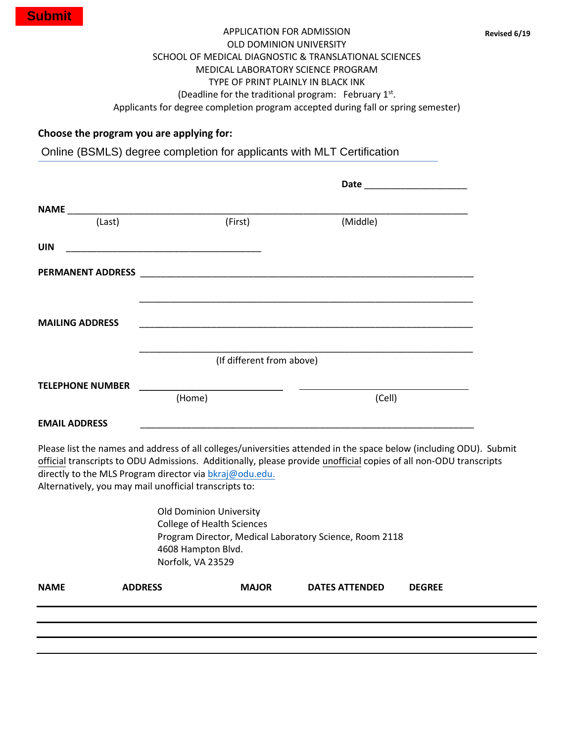Submit

Revised 6/19

APPLICATION FOR ADMISSION
OLD DOMINION UNIVERSITY
SCHOOL OF MEDICAL DIAGNOSTIC & TRANSLATIONAL SCIENCES
MEDICAL LABORATORY SCIENCE PROGRAM
TYPE OF PRINT PLAINLY IN BLACK INK
(Deadline for the traditional program: February 1st.
Applicants for degree completion program accepted during fall or spring semester)

**Choose the program you are applying for:**

Online (BSMLS) degree completion for applicants with MLT Certification

**Date** ____________________

**NAME** ______________________________________________________________
(Last) (First) (Middle)

**UIN** ______________________________________

**PERMANENT ADDRESS** ______________________________________________________________

______________________________________________________________

**MAILING ADDRESS** ______________________________________________________________

______________________________________________________________
(If different from above)

**TELEPHONE NUMBER** ____________________________ ________________________________
(Home) (Cell)

**EMAIL ADDRESS** ______________________________________________________________

Please list the names and address of all colleges/universities attended in the space below (including ODU). Submit official transcripts to ODU Admissions. Additionally, please provide unofficial copies of all non-ODU transcripts directly to the MLS Program director via bkraj@odu.edu.
Alternatively, you may mail unofficial transcripts to:

Old Dominion University
College of Health Sciences
Program Director, Medical Laboratory Science, Room 2118
4608 Hampton Blvd.
Norfolk, VA 23529

| NAME | ADDRESS | MAJOR | DATES ATTENDED | DEGREE |
|---|---|---|---|---|
| | | | | |
| | | | | |
| | | | | |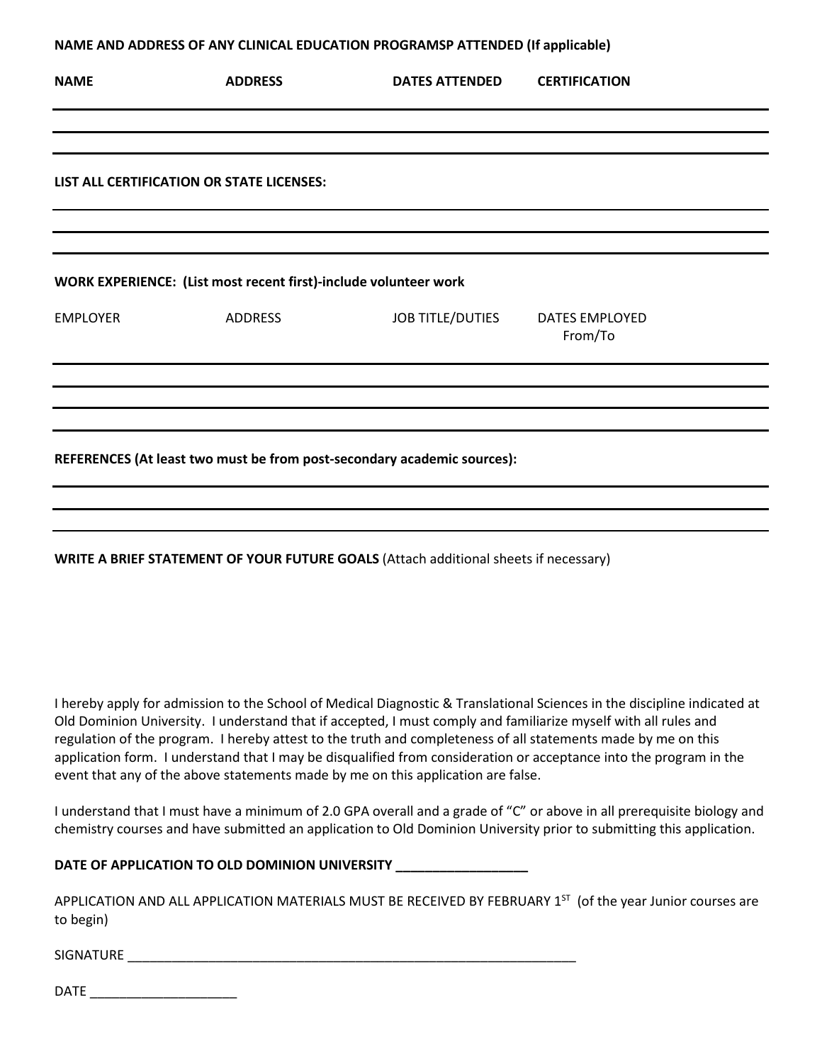**NAME AND ADDRESS OF ANY CLINICAL EDUCATION PROGRAMSP ATTENDED (If applicable)**

| NAME | ADDRESS | DATES ATTENDED | CERTIFICATION |
| --- | --- | --- | --- |
| | | | |
| | | | |
| | | | |

**LIST ALL CERTIFICATION OR STATE LICENSES:**

**WORK EXPERIENCE: (List most recent first)-include volunteer work**

| EMPLOYER | ADDRESS | JOB TITLE/DUTIES | DATES EMPLOYED From/To |
| --- | --- | --- | --- |
| | | | |
| | | | |
| | | | |
| | | | |

**REFERENCES (At least two must be from post-secondary academic sources):**

**WRITE A BRIEF STATEMENT OF YOUR FUTURE GOALS** (Attach additional sheets if necessary)

I hereby apply for admission to the School of Medical Diagnostic & Translational Sciences in the discipline indicated at Old Dominion University. I understand that if accepted, I must comply and familiarize myself with all rules and regulation of the program. I hereby attest to the truth and completeness of all statements made by me on this application form. I understand that I may be disqualified from consideration or acceptance into the program in the event that any of the above statements made by me on this application are false.

I understand that I must have a minimum of 2.0 GPA overall and a grade of "C" or above in all prerequisite biology and chemistry courses and have submitted an application to Old Dominion University prior to submitting this application.

**DATE OF APPLICATION TO OLD DOMINION UNIVERSITY ___________________**

APPLICATION AND ALL APPLICATION MATERIALS MUST BE RECEIVED BY FEBRUARY 1ST (of the year Junior courses are to begin)

SIGNATURE _________________________________________________________________

DATE _____________________